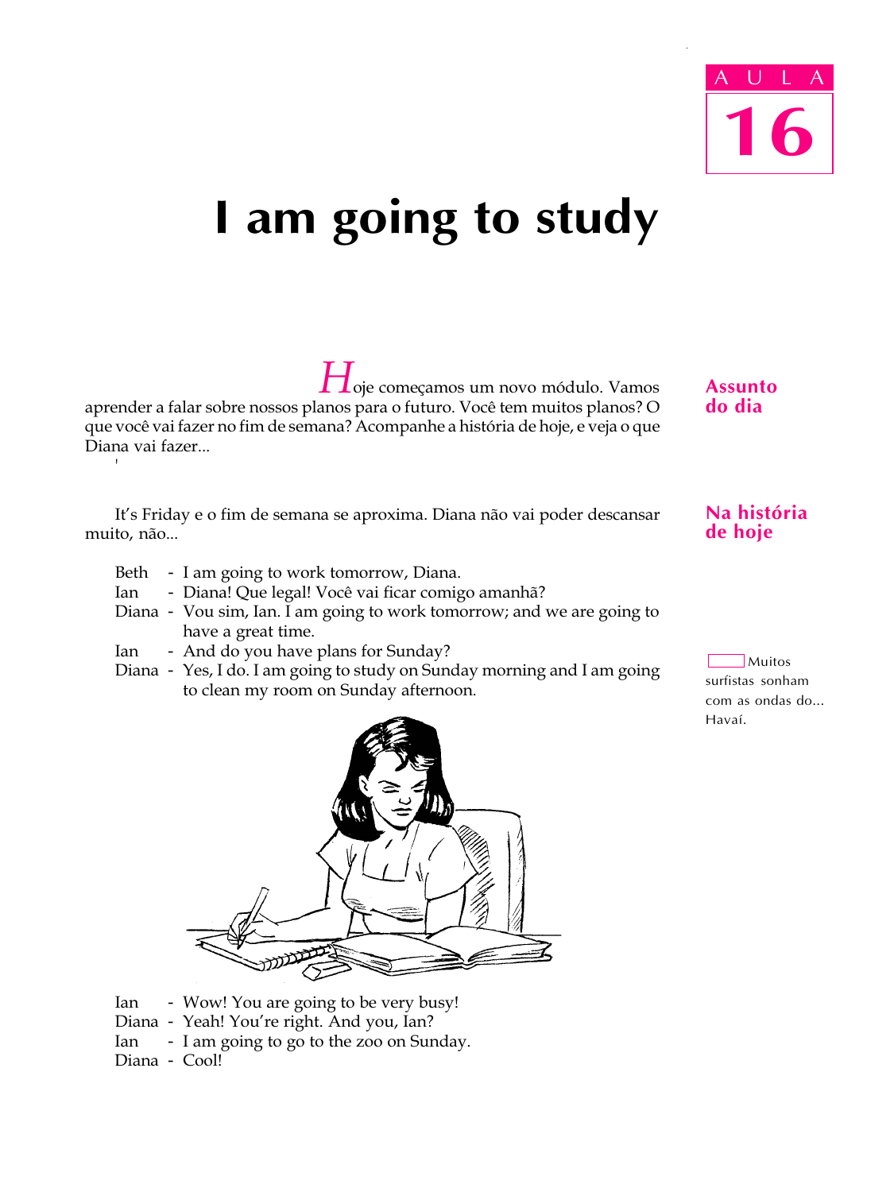AULA

16

# I am going to study

## Assunto do dia

Hoje começamos um novo módulo. Vamos aprender a falar sobre nossos planos para o futuro. Você tem muitos planos? O que você vai fazer no fim de semana? Acompanhe a história de hoje, e veja o que Diana vai fazer...

## Na história de hoje

It's Friday e o fim de semana se aproxima. Diana não vai poder descansar muito, não...

Beth - I am going to work tomorrow, Diana.
Ian - Diana! Que legal! Você vai ficar comigo amanhã?
Diana - Vou sim, Ian. I am going to work tomorrow; and we are going to have a great time.
Ian - And do you have plans for Sunday?
Diana - Yes, I do. I am going to study on Sunday morning and I am going to clean my room on Sunday afternoon.

Muitos surfistas sonham com as ondas do... Havaí.

Ian - Wow! You are going to be very busy!
Diana - Yeah! You're right. And you, Ian?
Ian - I am going to go to the zoo on Sunday.
Diana - Cool!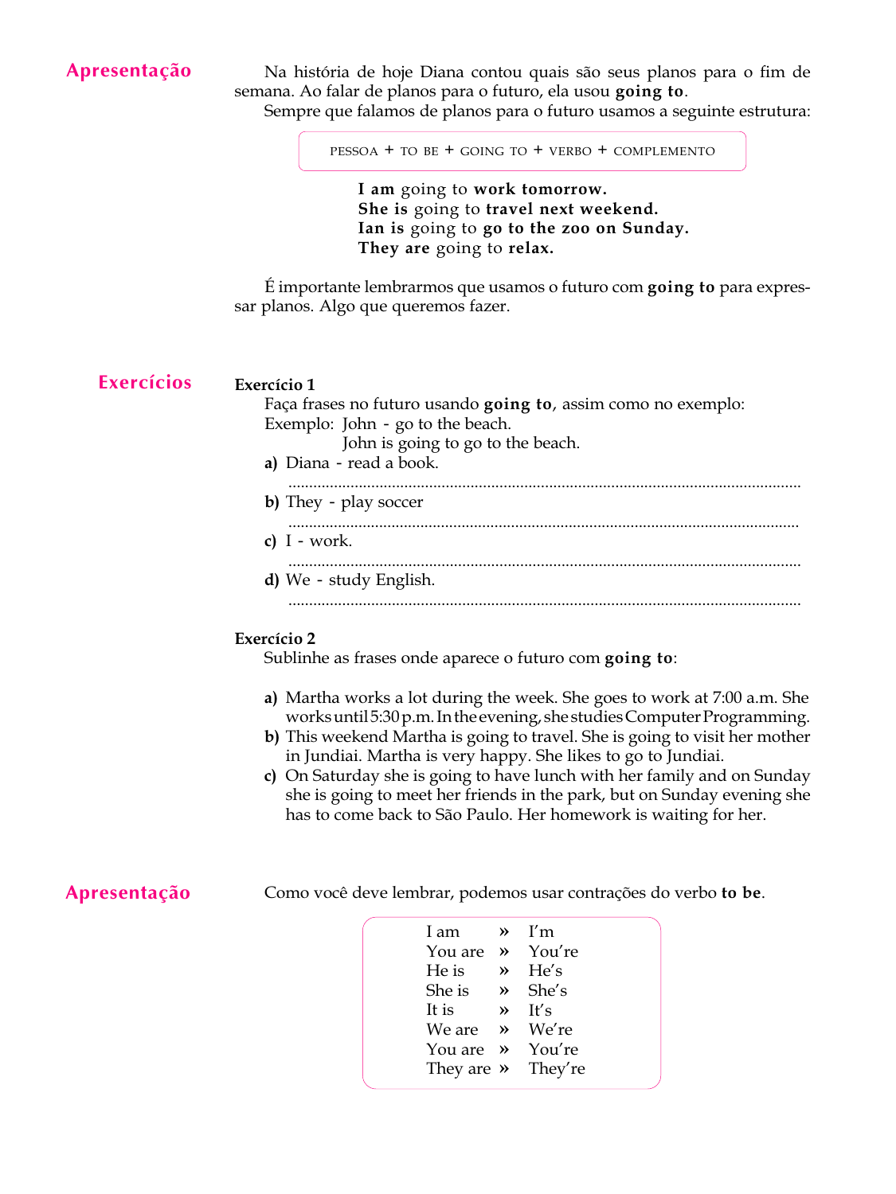## Apresentação

Na história de hoje Diana contou quais são seus planos para o fim de semana. Ao falar de planos para o futuro, ela usou **going to**.

Sempre que falamos de planos para o futuro usamos a seguinte estrutura:

PESSOA + TO BE + GOING TO + VERBO + COMPLEMENTO

**I am** going to **work tomorrow.**
**She is** going to **travel next weekend.**
**Ian is** going to **go to the zoo on Sunday.**
**They are** going to **relax.**

É importante lembrarmos que usamos o futuro com **going to** para expressar planos. Algo que queremos fazer.

## Exercícios

**Exercício 1**

Faça frases no futuro usando **going to**, assim como no exemplo:

Exemplo: John - go to the beach.
John is going to go to the beach.

**a)** Diana - read a book.
..........................................................................................................................

**b)** They - play soccer
..........................................................................................................................

**c)** I - work.
..........................................................................................................................

**d)** We - study English.
..........................................................................................................................

**Exercício 2**

Sublinhe as frases onde aparece o futuro com **going to**:

**a)** Martha works a lot during the week. She goes to work at 7:00 a.m. She works until 5:30 p.m. In the evening, she studies Computer Programming.

**b)** This weekend Martha is going to travel. She is going to visit her mother in Jundiai. Martha is very happy. She likes to go to Jundiai.

**c)** On Saturday she is going to have lunch with her family and on Sunday she is going to meet her friends in the park, but on Sunday evening she has to come back to São Paulo. Her homework is waiting for her.

## Apresentação

Como você deve lembrar, podemos usar contrações do verbo **to be**.

| | | |
|---|---|---|
| I am | » | I'm |
| You are | » | You're |
| He is | » | He's |
| She is | » | She's |
| It is | » | It's |
| We are | » | We're |
| You are | » | You're |
| They are | » | They're |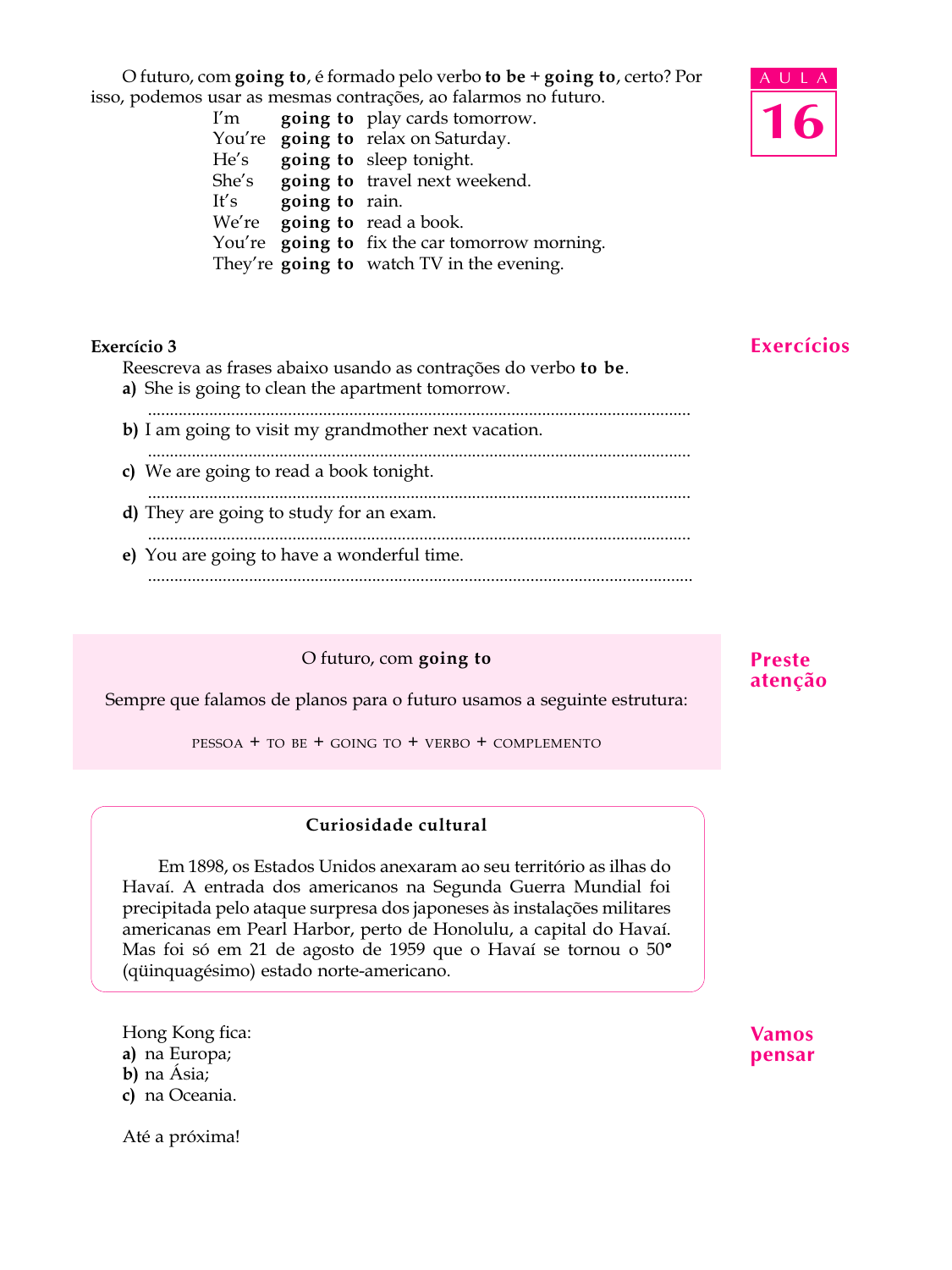O futuro, com **going to**, é formado pelo verbo **to be** + **going to**, certo? Por isso, podemos usar as mesmas contrações, ao falarmos no futuro.

| | | |
|---|---|---|
| I'm | **going to** | play cards tomorrow. |
| You're | **going to** | relax on Saturday. |
| He's | **going to** | sleep tonight. |
| She's | **going to** | travel next weekend. |
| It's | **going to** | rain. |
| We're | **going to** | read a book. |
| You're | **going to** | fix the car tomorrow morning. |
| They're | **going to** | watch TV in the evening. |

## Exercícios

**Exercício 3**

Reescreva as frases abaixo usando as contrações do verbo **to be**.

**a)** She is going to clean the apartment tomorrow.

..........................................................................................................................

**b)** I am going to visit my grandmother next vacation.

..........................................................................................................................

**c)** We are going to read a book tonight.

..........................................................................................................................

**d)** They are going to study for an exam.

..........................................................................................................................

**e)** You are going to have a wonderful time.

..........................................................................................................................

## Preste atenção

O futuro, com **going to**

Sempre que falamos de planos para o futuro usamos a seguinte estrutura:

PESSOA + TO BE + GOING TO + VERBO + COMPLEMENTO

**Curiosidade cultural**

Em 1898, os Estados Unidos anexaram ao seu território as ilhas do Havaí. A entrada dos americanos na Segunda Guerra Mundial foi precipitada pelo ataque surpresa dos japoneses às instalações militares americanas em Pearl Harbor, perto de Honolulu, a capital do Havaí. Mas foi só em 21 de agosto de 1959 que o Havaí se tornou o 50º (qüinquagésimo) estado norte-americano.

## Vamos pensar

Hong Kong fica:

**a)** na Europa;
**b)** na Ásia;
**c)** na Oceania.

Até a próxima!